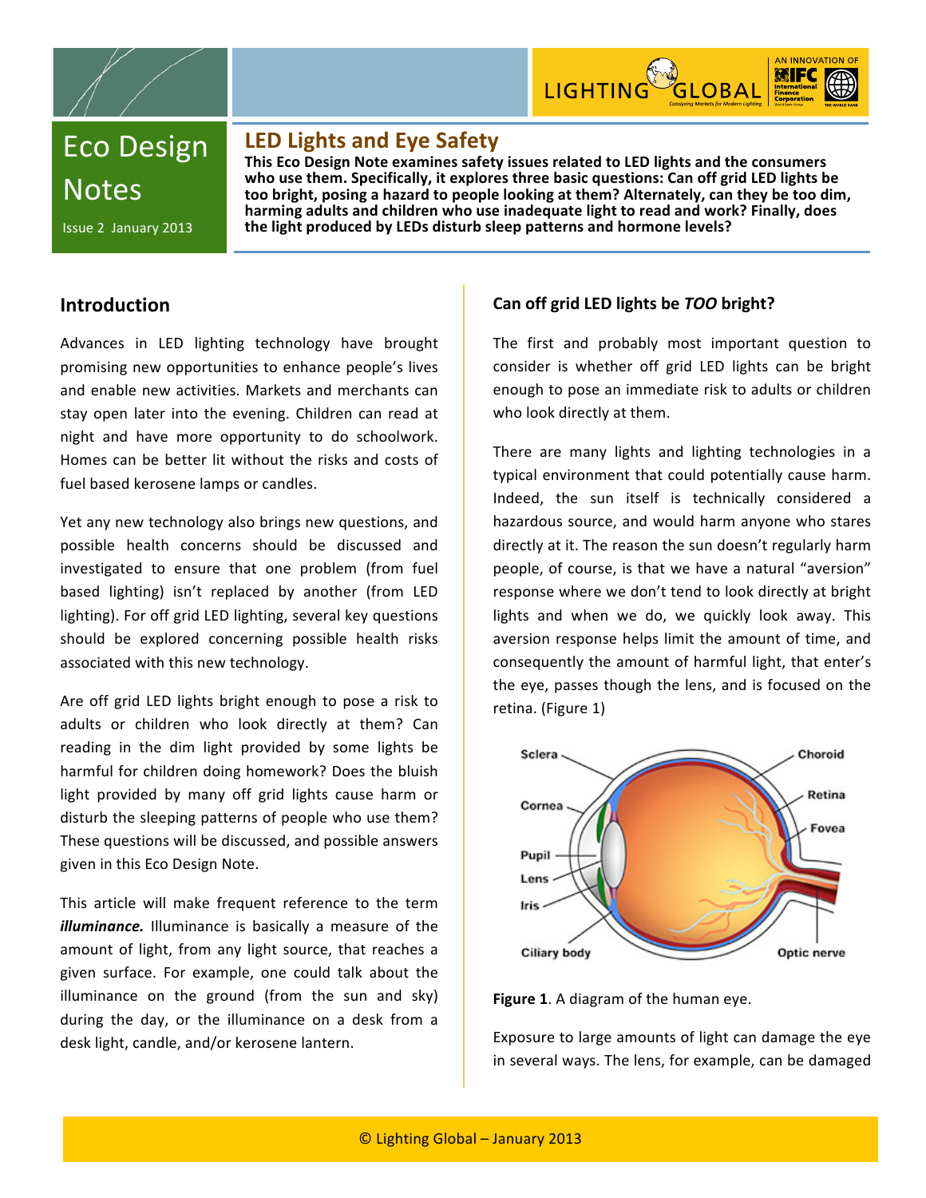# Eco Design Notes

Issue 2 January 2013

## LED Lights and Eye Safety

**This Eco Design Note examines safety issues related to LED lights and the consumers who use them. Specifically, it explores three basic questions: Can off grid LED lights be too bright, posing a hazard to people looking at them? Alternately, can they be too dim, harming adults and children who use inadequate light to read and work? Finally, does the light produced by LEDs disturb sleep patterns and hormone levels?**

### Introduction

Advances in LED lighting technology have brought promising new opportunities to enhance people's lives and enable new activities. Markets and merchants can stay open later into the evening. Children can read at night and have more opportunity to do schoolwork. Homes can be better lit without the risks and costs of fuel based kerosene lamps or candles.

Yet any new technology also brings new questions, and possible health concerns should be discussed and investigated to ensure that one problem (from fuel based lighting) isn't replaced by another (from LED lighting). For off grid LED lighting, several key questions should be explored concerning possible health risks associated with this new technology.

Are off grid LED lights bright enough to pose a risk to adults or children who look directly at them? Can reading in the dim light provided by some lights be harmful for children doing homework? Does the bluish light provided by many off grid lights cause harm or disturb the sleeping patterns of people who use them? These questions will be discussed, and possible answers given in this Eco Design Note.

This article will make frequent reference to the term ***illuminance.*** Illuminance is basically a measure of the amount of light, from any light source, that reaches a given surface. For example, one could talk about the illuminance on the ground (from the sun and sky) during the day, or the illuminance on a desk from a desk light, candle, and/or kerosene lantern.

### Can off grid LED lights be *TOO* bright?

The first and probably most important question to consider is whether off grid LED lights can be bright enough to pose an immediate risk to adults or children who look directly at them.

There are many lights and lighting technologies in a typical environment that could potentially cause harm. Indeed, the sun itself is technically considered a hazardous source, and would harm anyone who stares directly at it. The reason the sun doesn't regularly harm people, of course, is that we have a natural "aversion" response where we don't tend to look directly at bright lights and when we do, we quickly look away. This aversion response helps limit the amount of time, and consequently the amount of harmful light, that enter's the eye, passes though the lens, and is focused on the retina. (Figure 1)

**Figure 1**. A diagram of the human eye.

Exposure to large amounts of light can damage the eye in several ways. The lens, for example, can be damaged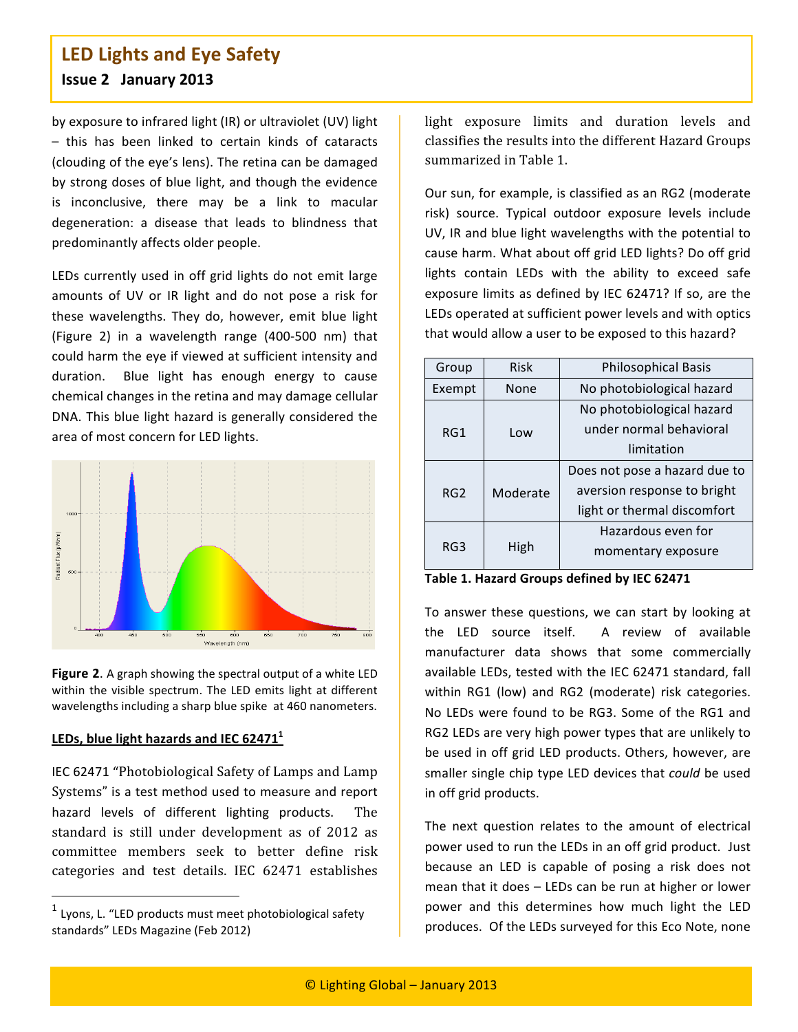by exposure to infrared light (IR) or ultraviolet (UV) light – this has been linked to certain kinds of cataracts (clouding of the eye's lens). The retina can be damaged by strong doses of blue light, and though the evidence is inconclusive, there may be a link to macular degeneration: a disease that leads to blindness that predominantly affects older people.

LEDs currently used in off grid lights do not emit large amounts of UV or IR light and do not pose a risk for these wavelengths. They do, however, emit blue light (Figure 2) in a wavelength range (400-500 nm) that could harm the eye if viewed at sufficient intensity and duration. Blue light has enough energy to cause chemical changes in the retina and may damage cellular DNA. This blue light hazard is generally considered the area of most concern for LED lights.

**Figure 2**. A graph showing the spectral output of a white LED within the visible spectrum. The LED emits light at different wavelengths including a sharp blue spike at 460 nanometers.

## LEDs, blue light hazards and IEC 62471[1]

IEC 62471 "Photobiological Safety of Lamps and Lamp Systems" is a test method used to measure and report hazard levels of different lighting products. The standard is still under development as of 2012 as committee members seek to better define risk categories and test details. IEC 62471 establishes light exposure limits and duration levels and classifies the results into the different Hazard Groups summarized in Table 1.

Our sun, for example, is classified as an RG2 (moderate risk) source. Typical outdoor exposure levels include UV, IR and blue light wavelengths with the potential to cause harm. What about off grid LED lights? Do off grid lights contain LEDs with the ability to exceed safe exposure limits as defined by IEC 62471? If so, are the LEDs operated at sufficient power levels and with optics that would allow a user to be exposed to this hazard?

| Group | Risk | Philosophical Basis |
| --- | --- | --- |
| Exempt | None | No photobiological hazard |
| RG1 | Low | No photobiological hazard under normal behavioral limitation |
| RG2 | Moderate | Does not pose a hazard due to aversion response to bright light or thermal discomfort |
| RG3 | High | Hazardous even for momentary exposure |

**Table 1. Hazard Groups defined by IEC 62471**

To answer these questions, we can start by looking at the LED source itself. A review of available manufacturer data shows that some commercially available LEDs, tested with the IEC 62471 standard, fall within RG1 (low) and RG2 (moderate) risk categories. No LEDs were found to be RG3. Some of the RG1 and RG2 LEDs are very high power types that are unlikely to be used in off grid LED products. Others, however, are smaller single chip type LED devices that *could* be used in off grid products.

The next question relates to the amount of electrical power used to run the LEDs in an off grid product. Just because an LED is capable of posing a risk does not mean that it does – LEDs can be run at higher or lower power and this determines how much light the LED produces. Of the LEDs surveyed for this Eco Note, none

---

[1] Lyons, L. "LED products must meet photobiological safety standards" LEDs Magazine (Feb 2012)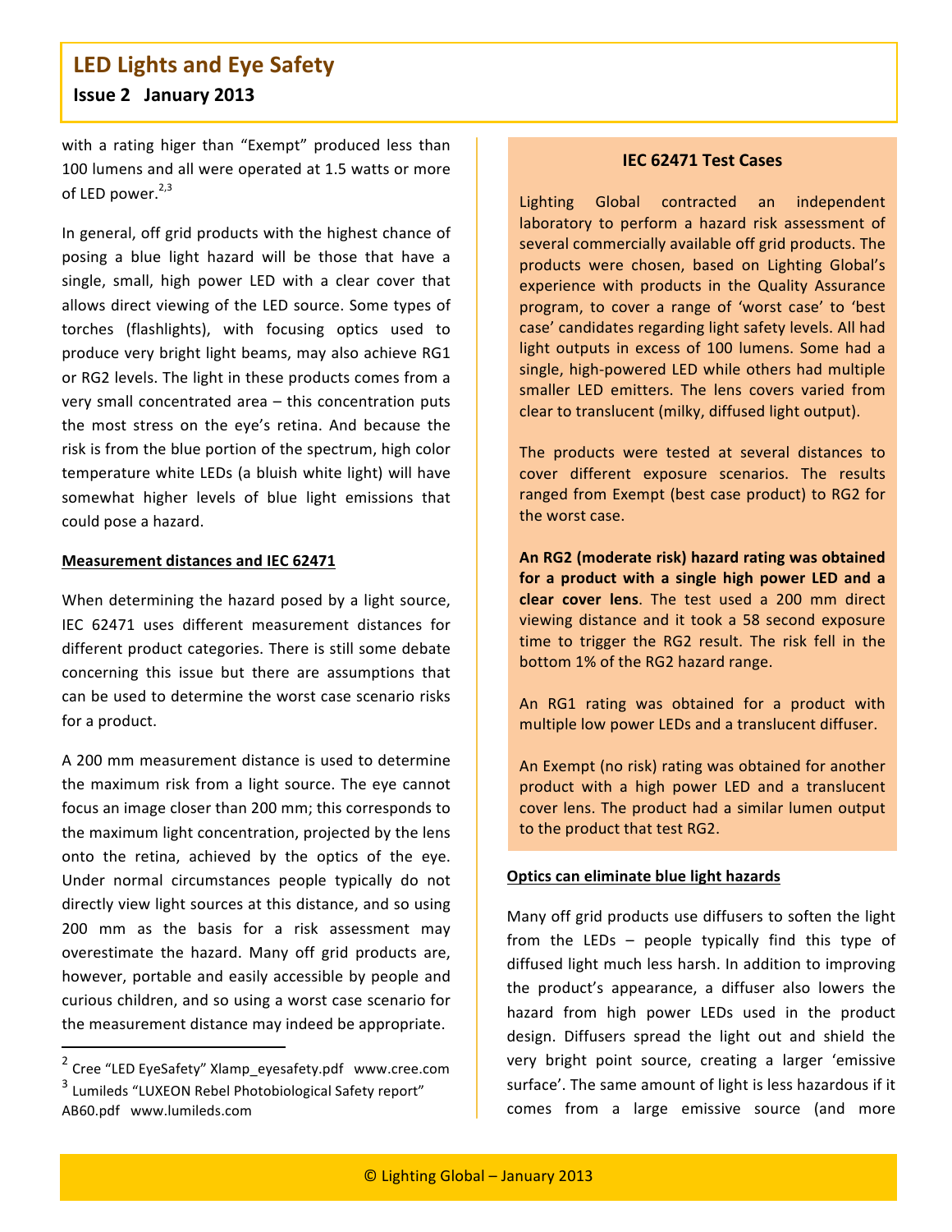with a rating higer than "Exempt" produced less than 100 lumens and all were operated at 1.5 watts or more of LED power.[2,3]

In general, off grid products with the highest chance of posing a blue light hazard will be those that have a single, small, high power LED with a clear cover that allows direct viewing of the LED source. Some types of torches (flashlights), with focusing optics used to produce very bright light beams, may also achieve RG1 or RG2 levels. The light in these products comes from a very small concentrated area – this concentration puts the most stress on the eye's retina. And because the risk is from the blue portion of the spectrum, high color temperature white LEDs (a bluish white light) will have somewhat higher levels of blue light emissions that could pose a hazard.

**Measurement distances and IEC 62471**

When determining the hazard posed by a light source, IEC 62471 uses different measurement distances for different product categories. There is still some debate concerning this issue but there are assumptions that can be used to determine the worst case scenario risks for a product.

A 200 mm measurement distance is used to determine the maximum risk from a light source. The eye cannot focus an image closer than 200 mm; this corresponds to the maximum light concentration, projected by the lens onto the retina, achieved by the optics of the eye. Under normal circumstances people typically do not directly view light sources at this distance, and so using 200 mm as the basis for a risk assessment may overestimate the hazard. Many off grid products are, however, portable and easily accessible by people and curious children, and so using a worst case scenario for the measurement distance may indeed be appropriate.

[2] Cree "LED EyeSafety" Xlamp_eyesafety.pdf www.cree.com
[3] Lumileds "LUXEON Rebel Photobiological Safety report" AB60.pdf www.lumileds.com

### IEC 62471 Test Cases

Lighting Global contracted an independent laboratory to perform a hazard risk assessment of several commercially available off grid products. The products were chosen, based on Lighting Global's experience with products in the Quality Assurance program, to cover a range of 'worst case' to 'best case' candidates regarding light safety levels. All had light outputs in excess of 100 lumens. Some had a single, high-powered LED while others had multiple smaller LED emitters. The lens covers varied from clear to translucent (milky, diffused light output).

The products were tested at several distances to cover different exposure scenarios. The results ranged from Exempt (best case product) to RG2 for the worst case.

**An RG2 (moderate risk) hazard rating was obtained for a product with a single high power LED and a clear cover lens**. The test used a 200 mm direct viewing distance and it took a 58 second exposure time to trigger the RG2 result. The risk fell in the bottom 1% of the RG2 hazard range.

An RG1 rating was obtained for a product with multiple low power LEDs and a translucent diffuser.

An Exempt (no risk) rating was obtained for another product with a high power LED and a translucent cover lens. The product had a similar lumen output to the product that test RG2.

**Optics can eliminate blue light hazards**

Many off grid products use diffusers to soften the light from the LEDs – people typically find this type of diffused light much less harsh. In addition to improving the product's appearance, a diffuser also lowers the hazard from high power LEDs used in the product design. Diffusers spread the light out and shield the very bright point source, creating a larger 'emissive surface'. The same amount of light is less hazardous if it comes from a large emissive source (and more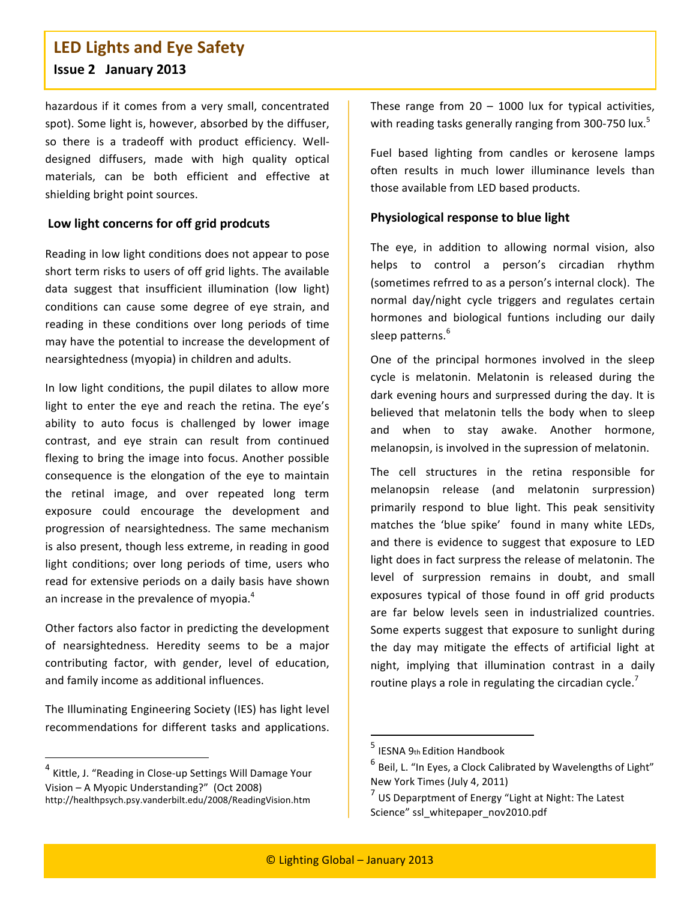hazardous if it comes from a very small, concentrated spot). Some light is, however, absorbed by the diffuser, so there is a tradeoff with product efficiency. Well-designed diffusers, made with high quality optical materials, can be both efficient and effective at shielding bright point sources.

## Low light concerns for off grid prodcuts

Reading in low light conditions does not appear to pose short term risks to users of off grid lights. The available data suggest that insufficient illumination (low light) conditions can cause some degree of eye strain, and reading in these conditions over long periods of time may have the potential to increase the development of nearsightedness (myopia) in children and adults.

In low light conditions, the pupil dilates to allow more light to enter the eye and reach the retina. The eye's ability to auto focus is challenged by lower image contrast, and eye strain can result from continued flexing to bring the image into focus. Another possible consequence is the elongation of the eye to maintain the retinal image, and over repeated long term exposure could encourage the development and progression of nearsightedness. The same mechanism is also present, though less extreme, in reading in good light conditions; over long periods of time, users who read for extensive periods on a daily basis have shown an increase in the prevalence of myopia.[4]

Other factors also factor in predicting the development of nearsightedness. Heredity seems to be a major contributing factor, with gender, level of education, and family income as additional influences.

The Illuminating Engineering Society (IES) has light level recommendations for different tasks and applications. These range from 20 – 1000 lux for typical activities, with reading tasks generally ranging from 300-750 lux.[5]

Fuel based lighting from candles or kerosene lamps often results in much lower illuminance levels than those available from LED based products.

## Physiological response to blue light

The eye, in addition to allowing normal vision, also helps to control a person's circadian rhythm (sometimes refrred to as a person's internal clock). The normal day/night cycle triggers and regulates certain hormones and biological funtions including our daily sleep patterns.[6]

One of the principal hormones involved in the sleep cycle is melatonin. Melatonin is released during the dark evening hours and surpressed during the day. It is believed that melatonin tells the body when to sleep and when to stay awake. Another hormone, melanopsin, is involved in the supression of melatonin.

The cell structures in the retina responsible for melanopsin release (and melatonin surpression) primarily respond to blue light. This peak sensitivity matches the 'blue spike' found in many white LEDs, and there is evidence to suggest that exposure to LED light does in fact surpress the release of melatonin. The level of surpression remains in doubt, and small exposures typical of those found in off grid products are far below levels seen in industrialized countries. Some experts suggest that exposure to sunlight during the day may mitigate the effects of artificial light at night, implying that illumination contrast in a daily routine plays a role in regulating the circadian cycle.[7]

---

[4] Kittle, J. "Reading in Close-up Settings Will Damage Your Vision – A Myopic Understanding?" (Oct 2008) http://healthpsych.psy.vanderbilt.edu/2008/ReadingVision.htm

[5] IESNA 9th Edition Handbook

[6] Beil, L. "In Eyes, a Clock Calibrated by Wavelengths of Light" New York Times (July 4, 2011)

[7] US Deparptment of Energy "Light at Night: The Latest Science" ssl_whitepaper_nov2010.pdf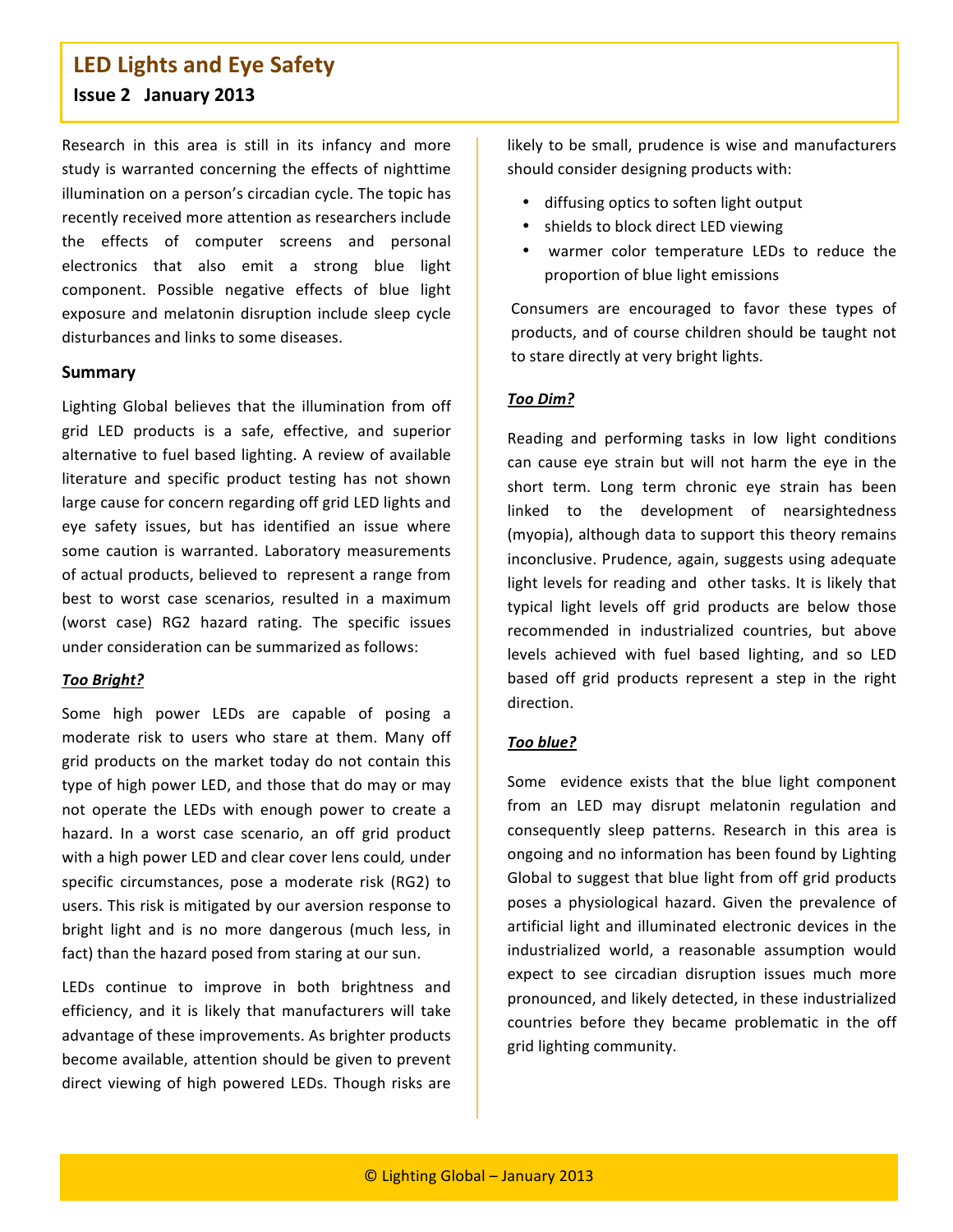# LED Lights and Eye Safety

**Issue 2 January 2013**

Research in this area is still in its infancy and more study is warranted concerning the effects of nighttime illumination on a person's circadian cycle. The topic has recently received more attention as researchers include the effects of computer screens and personal electronics that also emit a strong blue light component. Possible negative effects of blue light exposure and melatonin disruption include sleep cycle disturbances and links to some diseases.

### Summary

Lighting Global believes that the illumination from off grid LED products is a safe, effective, and superior alternative to fuel based lighting. A review of available literature and specific product testing has not shown large cause for concern regarding off grid LED lights and eye safety issues, but has identified an issue where some caution is warranted. Laboratory measurements of actual products, believed to represent a range from best to worst case scenarios, resulted in a maximum (worst case) RG2 hazard rating. The specific issues under consideration can be summarized as follows:

***Too Bright?***

Some high power LEDs are capable of posing a moderate risk to users who stare at them. Many off grid products on the market today do not contain this type of high power LED, and those that do may or may not operate the LEDs with enough power to create a hazard. In a worst case scenario, an off grid product with a high power LED and clear cover lens could, under specific circumstances, pose a moderate risk (RG2) to users. This risk is mitigated by our aversion response to bright light and is no more dangerous (much less, in fact) than the hazard posed from staring at our sun.

LEDs continue to improve in both brightness and efficiency, and it is likely that manufacturers will take advantage of these improvements. As brighter products become available, attention should be given to prevent direct viewing of high powered LEDs. Though risks are likely to be small, prudence is wise and manufacturers should consider designing products with:

- diffusing optics to soften light output
- shields to block direct LED viewing
- warmer color temperature LEDs to reduce the proportion of blue light emissions

Consumers are encouraged to favor these types of products, and of course children should be taught not to stare directly at very bright lights.

***Too Dim?***

Reading and performing tasks in low light conditions can cause eye strain but will not harm the eye in the short term. Long term chronic eye strain has been linked to the development of nearsightedness (myopia), although data to support this theory remains inconclusive. Prudence, again, suggests using adequate light levels for reading and other tasks. It is likely that typical light levels off grid products are below those recommended in industrialized countries, but above levels achieved with fuel based lighting, and so LED based off grid products represent a step in the right direction.

***Too blue?***

Some evidence exists that the blue light component from an LED may disrupt melatonin regulation and consequently sleep patterns. Research in this area is ongoing and no information has been found by Lighting Global to suggest that blue light from off grid products poses a physiological hazard. Given the prevalence of artificial light and illuminated electronic devices in the industrialized world, a reasonable assumption would expect to see circadian disruption issues much more pronounced, and likely detected, in these industrialized countries before they became problematic in the off grid lighting community.